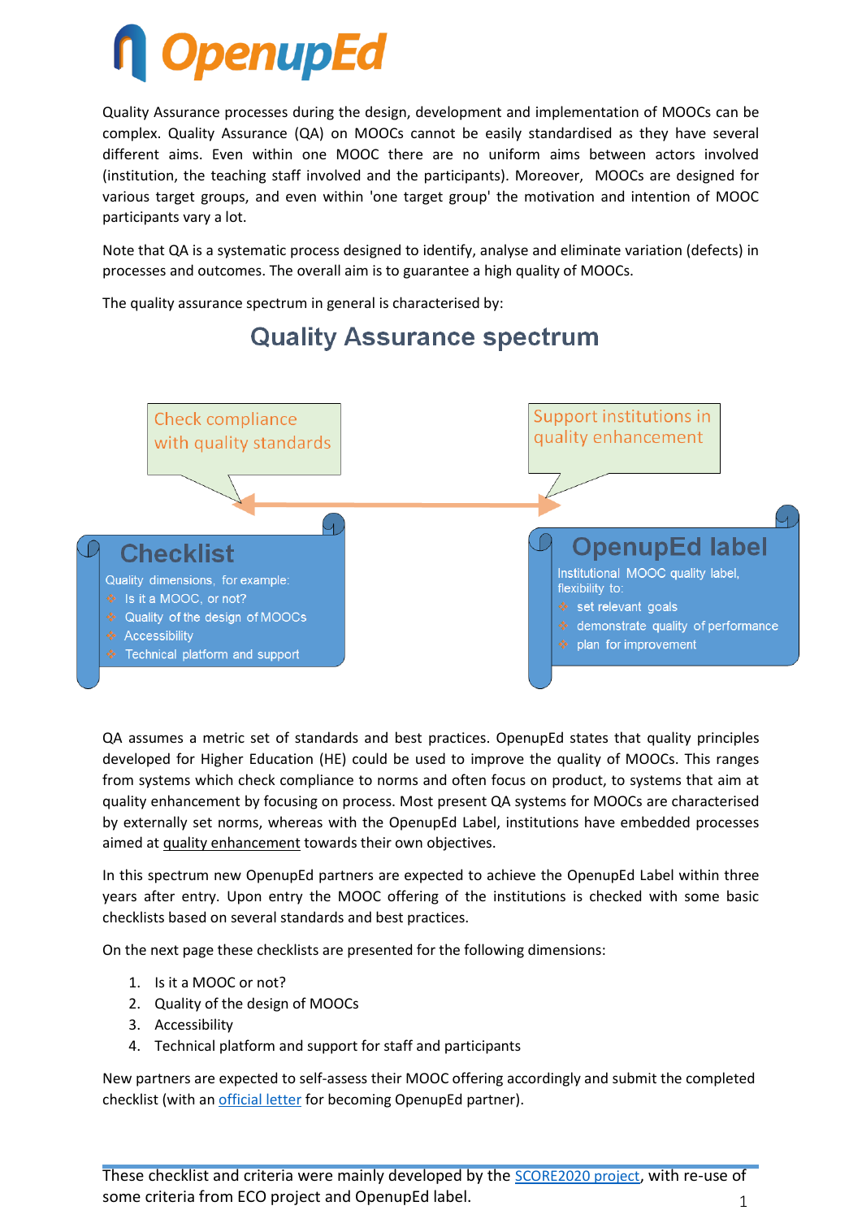# OpenupEd

Quality Assurance processes during the design, development and implementation of MOOCs can be complex. Quality Assurance (QA) on MOOCs cannot be easily standardised as they have several different aims. Even within one MOOC there are no uniform aims between actors involved (institution, the teaching staff involved and the participants). Moreover, MOOCs are designed for various target groups, and even within 'one target group' the motivation and intention of MOOC participants vary a lot.

Note that QA is a systematic process designed to identify, analyse and eliminate variation (defects) in processes and outcomes. The overall aim is to guarantee a high quality of MOOCs.

The quality assurance spectrum in general is characterised by:

## Quality Assurance spectrum

Check compliance with quality standards ⟷ Support institutions in quality enhancement

**Checklist**

Quality dimensions, for example:
- Is it a MOOC, or not?
- Quality of the design of MOOCs
- Accessibility
- Technical platform and support

**OpenupEd label**

Institutional MOOC quality label, flexibility to:
- set relevant goals
- demonstrate quality of performance
- plan for improvement

QA assumes a metric set of standards and best practices. OpenupEd states that quality principles developed for Higher Education (HE) could be used to improve the quality of MOOCs. This ranges from systems which check compliance to norms and often focus on product, to systems that aim at quality enhancement by focusing on process. Most present QA systems for MOOCs are characterised by externally set norms, whereas with the OpenupEd Label, institutions have embedded processes aimed at quality enhancement towards their own objectives.

In this spectrum new OpenupEd partners are expected to achieve the OpenupEd Label within three years after entry. Upon entry the MOOC offering of the institutions is checked with some basic checklists based on several standards and best practices.

On the next page these checklists are presented for the following dimensions:

1. Is it a MOOC or not?
2. Quality of the design of MOOCs
3. Accessibility
4. Technical platform and support for staff and participants

New partners are expected to self-assess their MOOC offering accordingly and submit the completed checklist (with an official letter for becoming OpenupEd partner).

---

These checklist and criteria were mainly developed by the SCORE2020 project, with re-use of some criteria from ECO project and OpenupEd label.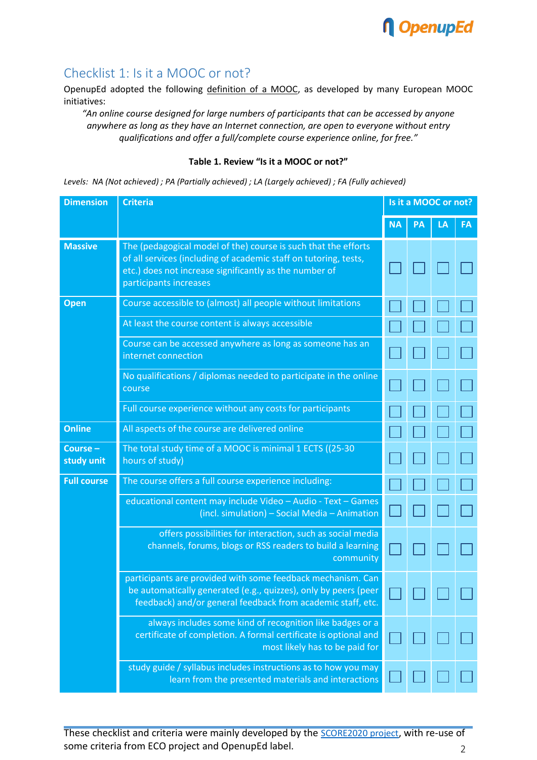## Checklist 1: Is it a MOOC or not?

OpenupEd adopted the following definition of a MOOC, as developed by many European MOOC initiatives:

> *"An online course designed for large numbers of participants that can be accessed by anyone anywhere as long as they have an Internet connection, are open to everyone without entry qualifications and offer a full/complete course experience online, for free."*

**Table 1. Review "Is it a MOOC or not?"**

*Levels: NA (Not achieved) ; PA (Partially achieved) ; LA (Largely achieved) ; FA (Fully achieved)*

| Dimension | Criteria | Is it a MOOC or not? | | | |
|---|---|---|---|---|---|
| | | NA | PA | LA | FA |
| **Massive** | The (pedagogical model of the) course is such that the efforts of all services (including of academic staff on tutoring, tests, etc.) does not increase significantly as the number of participants increases | ☐ | ☐ | ☐ | ☐ |
| **Open** | Course accessible to (almost) all people without limitations | ☐ | ☐ | ☐ | ☐ |
| | At least the course content is always accessible | ☐ | ☐ | ☐ | ☐ |
| | Course can be accessed anywhere as long as someone has an internet connection | ☐ | ☐ | ☐ | ☐ |
| | No qualifications / diplomas needed to participate in the online course | ☐ | ☐ | ☐ | ☐ |
| | Full course experience without any costs for participants | ☐ | ☐ | ☐ | ☐ |
| **Online** | All aspects of the course are delivered online | ☐ | ☐ | ☐ | ☐ |
| **Course – study unit** | The total study time of a MOOC is minimal 1 ECTS ((25-30 hours of study) | ☐ | ☐ | ☐ | ☐ |
| **Full course** | The course offers a full course experience including: | ☐ | ☐ | ☐ | ☐ |
| | educational content may include Video – Audio - Text – Games (incl. simulation) – Social Media – Animation | ☐ | ☐ | ☐ | ☐ |
| | offers possibilities for interaction, such as social media channels, forums, blogs or RSS readers to build a learning community | ☐ | ☐ | ☐ | ☐ |
| | participants are provided with some feedback mechanism. Can be automatically generated (e.g., quizzes), only by peers (peer feedback) and/or general feedback from academic staff, etc. | ☐ | ☐ | ☐ | ☐ |
| | always includes some kind of recognition like badges or a certificate of completion. A formal certificate is optional and most likely has to be paid for | ☐ | ☐ | ☐ | ☐ |
| | study guide / syllabus includes instructions as to how you may learn from the presented materials and interactions | ☐ | ☐ | ☐ | ☐ |

These checklist and criteria were mainly developed by the SCORE2020 project, with re-use of some criteria from ECO project and OpenupEd label.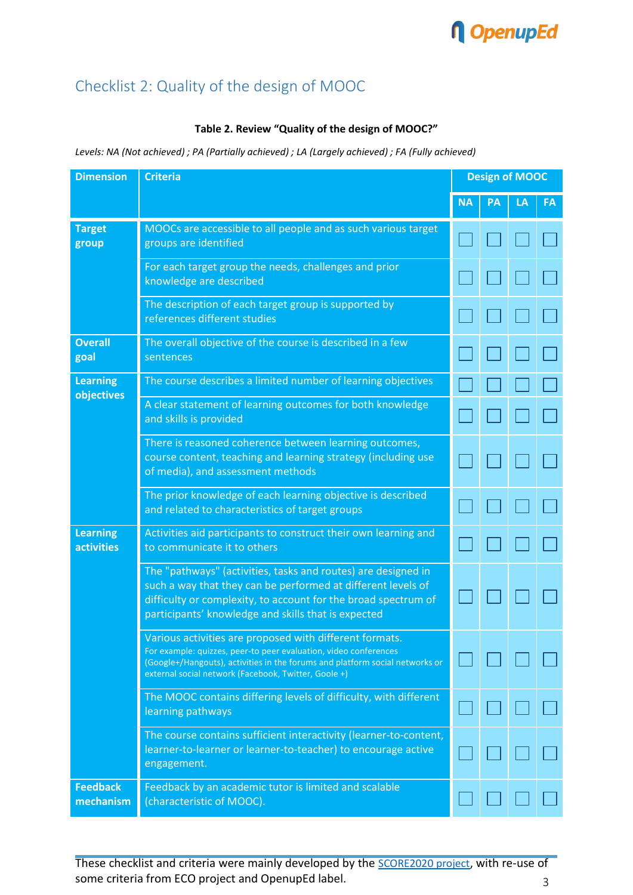## Checklist 2: Quality of the design of MOOC

**Table 2. Review "Quality of the design of MOOC?"**

*Levels: NA (Not achieved) ; PA (Partially achieved) ; LA (Largely achieved) ; FA (Fully achieved)*

| Dimension | Criteria | Design of MOOC | | | |
|---|---|---|---|---|---|
| | | NA | PA | LA | FA |
| **Target group** | MOOCs are accessible to all people and as such various target groups are identified | ☐ | ☐ | ☐ | ☐ |
| | For each target group the needs, challenges and prior knowledge are described | ☐ | ☐ | ☐ | ☐ |
| | The description of each target group is supported by references different studies | ☐ | ☐ | ☐ | ☐ |
| **Overall goal** | The overall objective of the course is described in a few sentences | ☐ | ☐ | ☐ | ☐ |
| **Learning objectives** | The course describes a limited number of learning objectives | ☐ | ☐ | ☐ | ☐ |
| | A clear statement of learning outcomes for both knowledge and skills is provided | ☐ | ☐ | ☐ | ☐ |
| | There is reasoned coherence between learning outcomes, course content, teaching and learning strategy (including use of media), and assessment methods | ☐ | ☐ | ☐ | ☐ |
| | The prior knowledge of each learning objective is described and related to characteristics of target groups | ☐ | ☐ | ☐ | ☐ |
| **Learning activities** | Activities aid participants to construct their own learning and to communicate it to others | ☐ | ☐ | ☐ | ☐ |
| | The "pathways" (activities, tasks and routes) are designed in such a way that they can be performed at different levels of difficulty or complexity, to account for the broad spectrum of participants' knowledge and skills that is expected | ☐ | ☐ | ☐ | ☐ |
| | Various activities are proposed with different formats. For example: quizzes, peer-to peer evaluation, video conferences (Google+/Hangouts), activities in the forums and platform social networks or external social network (Facebook, Twitter, Goole +) | ☐ | ☐ | ☐ | ☐ |
| | The MOOC contains differing levels of difficulty, with different learning pathways | ☐ | ☐ | ☐ | ☐ |
| | The course contains sufficient interactivity (learner-to-content, learner-to-learner or learner-to-teacher) to encourage active engagement. | ☐ | ☐ | ☐ | ☐ |
| **Feedback mechanism** | Feedback by an academic tutor is limited and scalable (characteristic of MOOC). | ☐ | ☐ | ☐ | ☐ |

These checklist and criteria were mainly developed by the SCORE2020 project, with re-use of some criteria from ECO project and OpenupEd label.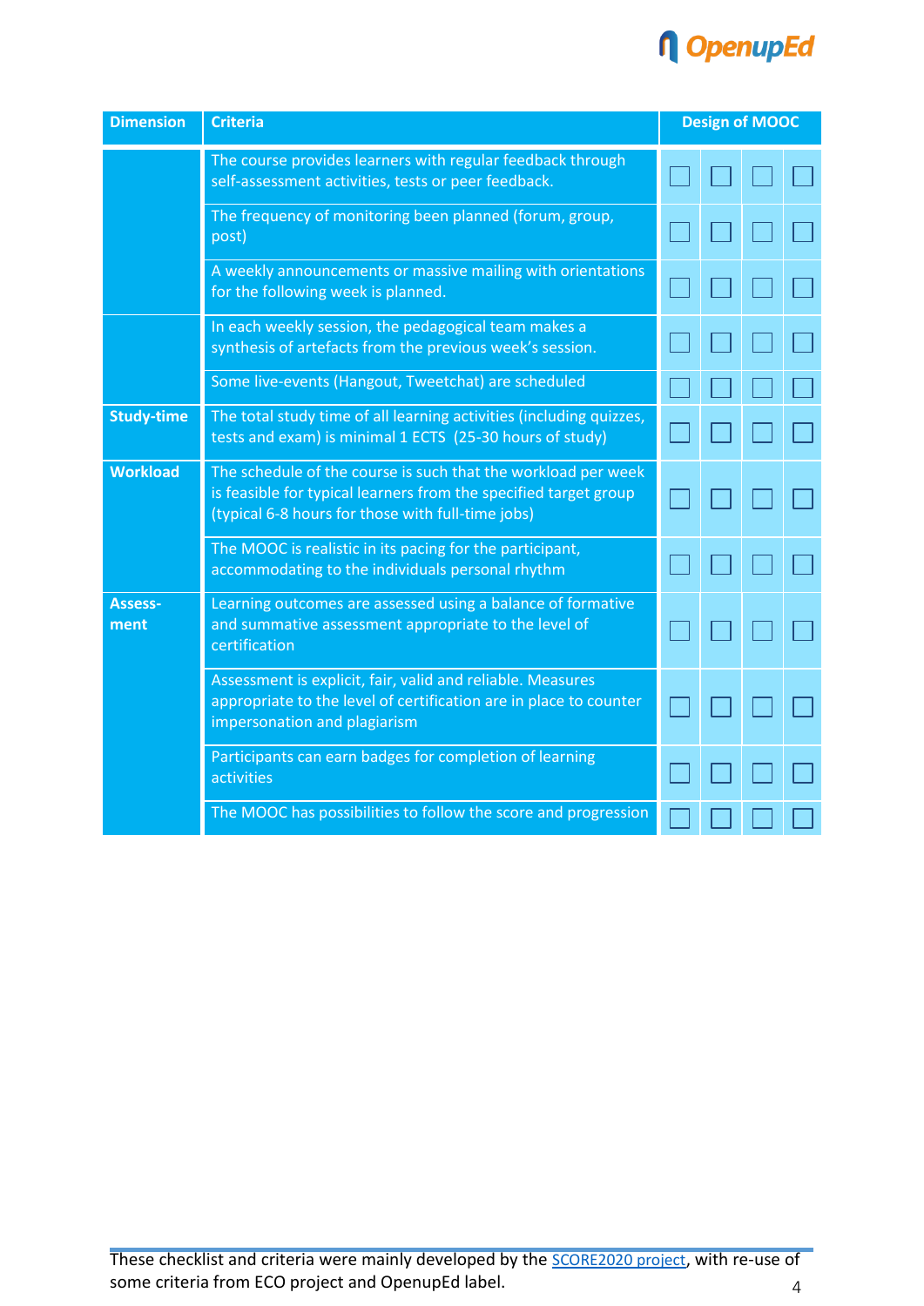| Dimension | Criteria | Design of MOOC | | | |
|---|---|---|---|---|---|
| | The course provides learners with regular feedback through self-assessment activities, tests or peer feedback. | ☐ | ☐ | ☐ | ☐ |
| | The frequency of monitoring been planned (forum, group, post) | ☐ | ☐ | ☐ | ☐ |
| | A weekly announcements or massive mailing with orientations for the following week is planned. | ☐ | ☐ | ☐ | ☐ |
| | In each weekly session, the pedagogical team makes a synthesis of artefacts from the previous week's session. | ☐ | ☐ | ☐ | ☐ |
| | Some live-events (Hangout, Tweetchat) are scheduled | ☐ | ☐ | ☐ | ☐ |
| **Study-time** | The total study time of all learning activities (including quizzes, tests and exam) is minimal 1 ECTS (25-30 hours of study) | ☐ | ☐ | ☐ | ☐ |
| **Workload** | The schedule of the course is such that the workload per week is feasible for typical learners from the specified target group (typical 6-8 hours for those with full-time jobs) | ☐ | ☐ | ☐ | ☐ |
| | The MOOC is realistic in its pacing for the participant, accommodating to the individuals personal rhythm | ☐ | ☐ | ☐ | ☐ |
| **Assess-ment** | Learning outcomes are assessed using a balance of formative and summative assessment appropriate to the level of certification | ☐ | ☐ | ☐ | ☐ |
| | Assessment is explicit, fair, valid and reliable. Measures appropriate to the level of certification are in place to counter impersonation and plagiarism | ☐ | ☐ | ☐ | ☐ |
| | Participants can earn badges for completion of learning activities | ☐ | ☐ | ☐ | ☐ |
| | The MOOC has possibilities to follow the score and progression | ☐ | ☐ | ☐ | ☐ |

These checklist and criteria were mainly developed by the [SCORE2020 project](), with re-use of some criteria from ECO project and OpenupEd label.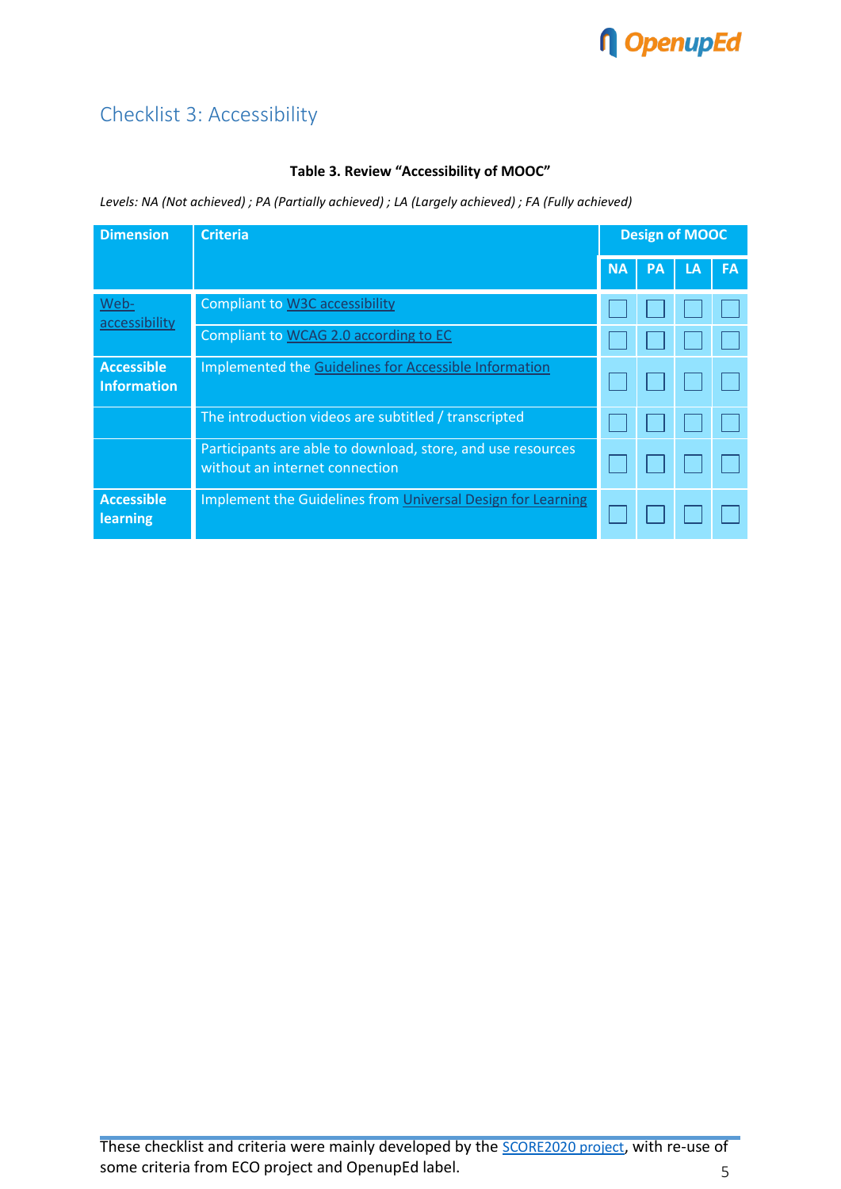## Checklist 3: Accessibility

**Table 3. Review "Accessibility of MOOC"**

*Levels: NA (Not achieved) ; PA (Partially achieved) ; LA (Largely achieved) ; FA (Fully achieved)*

| Dimension | Criteria | Design of MOOC | | | |
|---|---|---|---|---|---|
| | | NA | PA | LA | FA |
| Web-accessibility | Compliant to W3C accessibility | ☐ | ☐ | ☐ | ☐ |
| | Compliant to WCAG 2.0 according to EC | ☐ | ☐ | ☐ | ☐ |
| Accessible Information | Implemented the Guidelines for Accessible Information | ☐ | ☐ | ☐ | ☐ |
| | The introduction videos are subtitled / transcripted | ☐ | ☐ | ☐ | ☐ |
| | Participants are able to download, store, and use resources without an internet connection | ☐ | ☐ | ☐ | ☐ |
| Accessible learning | Implement the Guidelines from Universal Design for Learning | ☐ | ☐ | ☐ | ☐ |

These checklist and criteria were mainly developed by the SCORE2020 project, with re-use of some criteria from ECO project and OpenupEd label.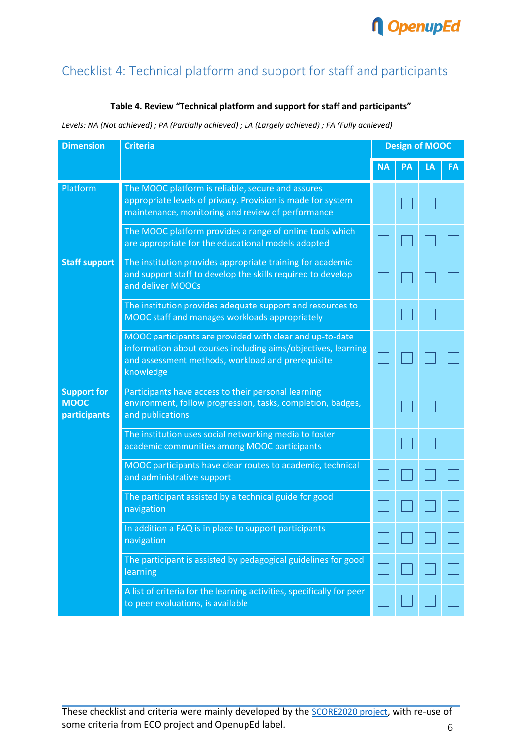## Checklist 4: Technical platform and support for staff and participants

**Table 4. Review "Technical platform and support for staff and participants"**

*Levels: NA (Not achieved) ; PA (Partially achieved) ; LA (Largely achieved) ; FA (Fully achieved)*

| Dimension | Criteria | Design of MOOC | | | |
|---|---|---|---|---|---|
| | | NA | PA | LA | FA |
| Platform | The MOOC platform is reliable, secure and assures appropriate levels of privacy. Provision is made for system maintenance, monitoring and review of performance | ☐ | ☐ | ☐ | ☐ |
| | The MOOC platform provides a range of online tools which are appropriate for the educational models adopted | ☐ | ☐ | ☐ | ☐ |
| **Staff support** | The institution provides appropriate training for academic and support staff to develop the skills required to develop and deliver MOOCs | ☐ | ☐ | ☐ | ☐ |
| | The institution provides adequate support and resources to MOOC staff and manages workloads appropriately | ☐ | ☐ | ☐ | ☐ |
| | MOOC participants are provided with clear and up-to-date information about courses including aims/objectives, learning and assessment methods, workload and prerequisite knowledge | ☐ | ☐ | ☐ | ☐ |
| **Support for MOOC participants** | Participants have access to their personal learning environment, follow progression, tasks, completion, badges, and publications | ☐ | ☐ | ☐ | ☐ |
| | The institution uses social networking media to foster academic communities among MOOC participants | ☐ | ☐ | ☐ | ☐ |
| | MOOC participants have clear routes to academic, technical and administrative support | ☐ | ☐ | ☐ | ☐ |
| | The participant assisted by a technical guide for good navigation | ☐ | ☐ | ☐ | ☐ |
| | In addition a FAQ is in place to support participants navigation | ☐ | ☐ | ☐ | ☐ |
| | The participant is assisted by pedagogical guidelines for good learning | ☐ | ☐ | ☐ | ☐ |
| | A list of criteria for the learning activities, specifically for peer to peer evaluations, is available | ☐ | ☐ | ☐ | ☐ |

These checklist and criteria were mainly developed by the SCORE2020 project, with re-use of some criteria from ECO project and OpenupEd label.